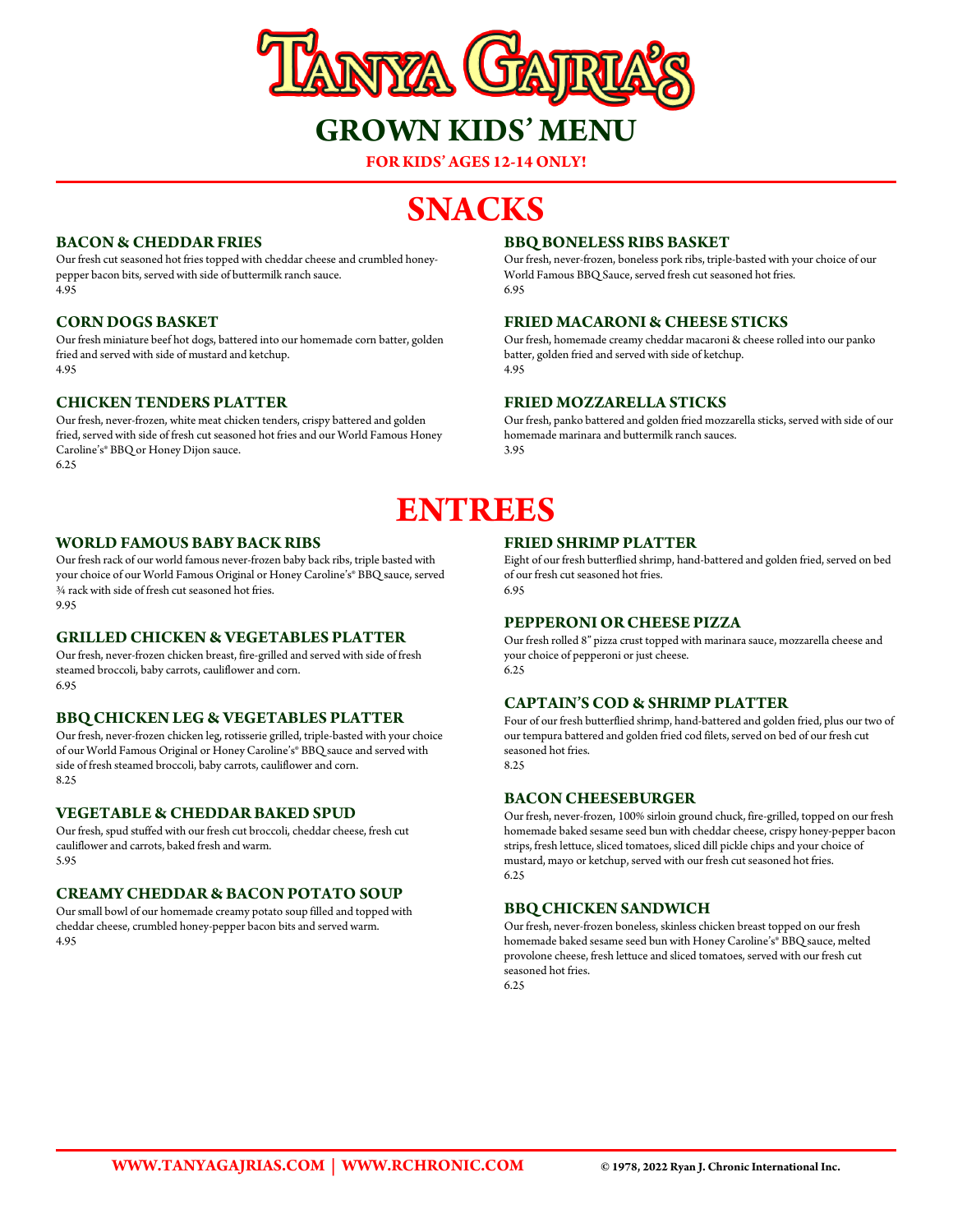# TANYA GAJRIA'S

## GROWN KIDS' MENU

**FOR KIDS' AGES 12-14 ONLY!**

## SNACKS

### BACON & CHEDDAR FRIES

Our fresh cut seasoned hot fries topped with cheddar cheese and crumbled honey-pepper bacon bits, served with side of buttermilk ranch sauce.
4.95

### CORN DOGS BASKET

Our fresh miniature beef hot dogs, battered into our homemade corn batter, golden fried and served with side of mustard and ketchup.
4.95

### CHICKEN TENDERS PLATTER

Our fresh, never-frozen, white meat chicken tenders, crispy battered and golden fried, served with side of fresh cut seasoned hot fries and our World Famous Honey Caroline's® BBQ or Honey Dijon sauce.
6.25

### BBQ BONELESS RIBS BASKET

Our fresh, never-frozen, boneless pork ribs, triple-basted with your choice of our World Famous BBQ Sauce, served fresh cut seasoned hot fries.
6.95

### FRIED MACARONI & CHEESE STICKS

Our fresh, homemade creamy cheddar macaroni & cheese rolled into our panko batter, golden fried and served with side of ketchup.
4.95

### FRIED MOZZARELLA STICKS

Our fresh, panko battered and golden fried mozzarella sticks, served with side of our homemade marinara and buttermilk ranch sauces.
3.95

## ENTREES

### WORLD FAMOUS BABY BACK RIBS

Our fresh rack of our world famous never-frozen baby back ribs, triple basted with your choice of our World Famous Original or Honey Caroline's® BBQ sauce, served ¾ rack with side of fresh cut seasoned hot fries.
9.95

### GRILLED CHICKEN & VEGETABLES PLATTER

Our fresh, never-frozen chicken breast, fire-grilled and served with side of fresh steamed broccoli, baby carrots, cauliflower and corn.
6.95

### BBQ CHICKEN LEG & VEGETABLES PLATTER

Our fresh, never-frozen chicken leg, rotisserie grilled, triple-basted with your choice of our World Famous Original or Honey Caroline's® BBQ sauce and served with side of fresh steamed broccoli, baby carrots, cauliflower and corn.
8.25

### VEGETABLE & CHEDDAR BAKED SPUD

Our fresh, spud stuffed with our fresh cut broccoli, cheddar cheese, fresh cut cauliflower and carrots, baked fresh and warm.
5.95

### CREAMY CHEDDAR & BACON POTATO SOUP

Our small bowl of our homemade creamy potato soup filled and topped with cheddar cheese, crumbled honey-pepper bacon bits and served warm.
4.95

### FRIED SHRIMP PLATTER

Eight of our fresh butterflied shrimp, hand-battered and golden fried, served on bed of our fresh cut seasoned hot fries.
6.95

### PEPPERONI OR CHEESE PIZZA

Our fresh rolled 8" pizza crust topped with marinara sauce, mozzarella cheese and your choice of pepperoni or just cheese.
6.25

### CAPTAIN'S COD & SHRIMP PLATTER

Four of our fresh butterflied shrimp, hand-battered and golden fried, plus our two of our tempura battered and golden fried cod filets, served on bed of our fresh cut seasoned hot fries.
8.25

### BACON CHEESEBURGER

Our fresh, never-frozen, 100% sirloin ground chuck, fire-grilled, topped on our fresh homemade baked sesame seed bun with cheddar cheese, crispy honey-pepper bacon strips, fresh lettuce, sliced tomatoes, sliced dill pickle chips and your choice of mustard, mayo or ketchup, served with our fresh cut seasoned hot fries.
6.25

### BBQ CHICKEN SANDWICH

Our fresh, never-frozen boneless, skinless chicken breast topped on our fresh homemade baked sesame seed bun with Honey Caroline's® BBQ sauce, melted provolone cheese, fresh lettuce and sliced tomatoes, served with our fresh cut seasoned hot fries.
6.25

WWW.TANYAGAJRIAS.COM | WWW.RCHRONIC.COM

© 1978, 2022 Ryan J. Chronic International Inc.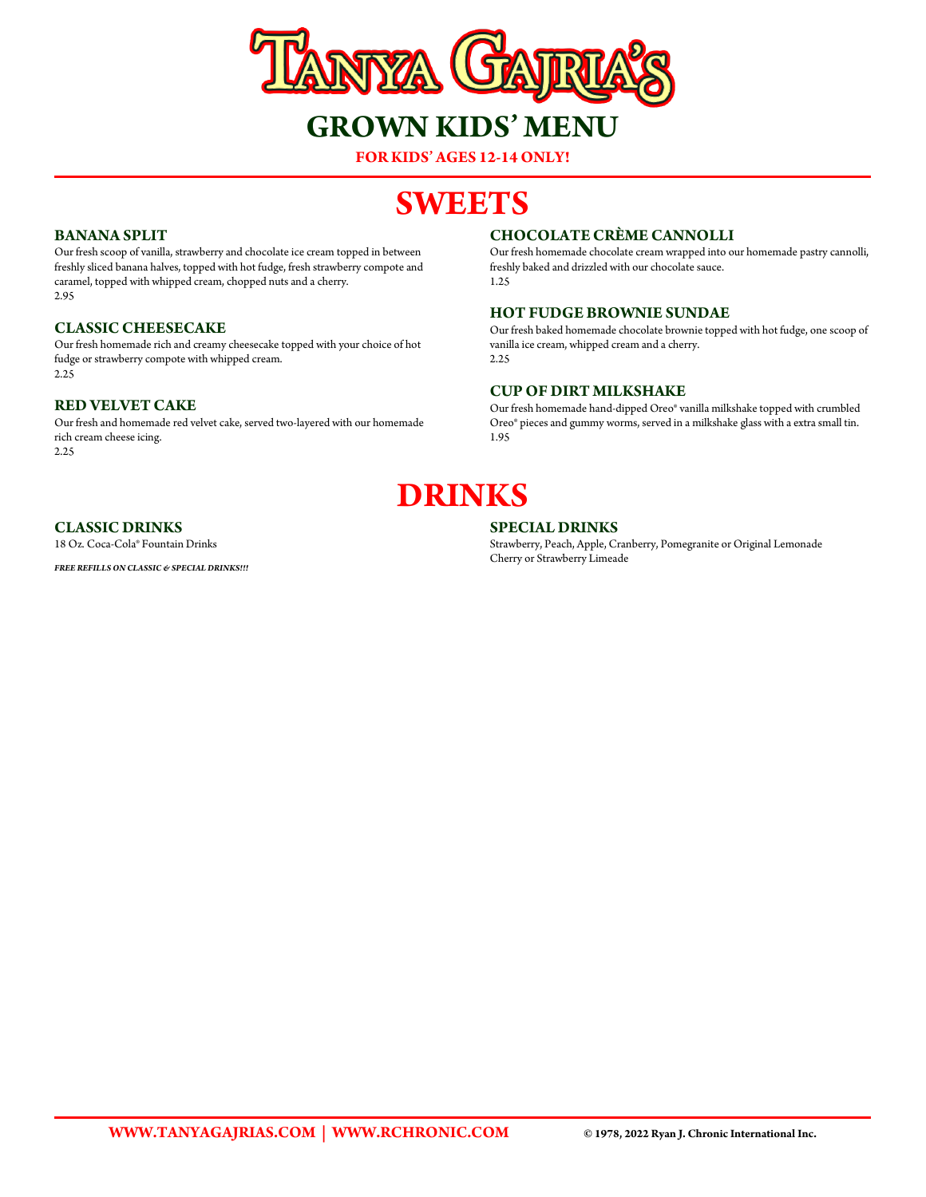# TANYA GAJRIA'S

## GROWN KIDS' MENU

**FOR KIDS' AGES 12-14 ONLY!**

## SWEETS

### BANANA SPLIT
Our fresh scoop of vanilla, strawberry and chocolate ice cream topped in between freshly sliced banana halves, topped with hot fudge, fresh strawberry compote and caramel, topped with whipped cream, chopped nuts and a cherry.
2.95

### CLASSIC CHEESECAKE
Our fresh homemade rich and creamy cheesecake topped with your choice of hot fudge or strawberry compote with whipped cream.
2.25

### RED VELVET CAKE
Our fresh and homemade red velvet cake, served two-layered with our homemade rich cream cheese icing.
2.25

### CHOCOLATE CRÈME CANNOLLI
Our fresh homemade chocolate cream wrapped into our homemade pastry cannolli, freshly baked and drizzled with our chocolate sauce.
1.25

### HOT FUDGE BROWNIE SUNDAE
Our fresh baked homemade chocolate brownie topped with hot fudge, one scoop of vanilla ice cream, whipped cream and a cherry.
2.25

### CUP OF DIRT MILKSHAKE
Our fresh homemade hand-dipped Oreo® vanilla milkshake topped with crumbled Oreo® pieces and gummy worms, served in a milkshake glass with a extra small tin.
1.95

## DRINKS

### CLASSIC DRINKS
18 Oz. Coca-Cola® Fountain Drinks

***FREE REFILLS ON CLASSIC & SPECIAL DRINKS!!!***

### SPECIAL DRINKS
Strawberry, Peach, Apple, Cranberry, Pomegranite or Original Lemonade
Cherry or Strawberry Limeade

**WWW.TANYAGAJRIAS.COM | WWW.RCHRONIC.COM** **© 1978, 2022 Ryan J. Chronic International Inc.**